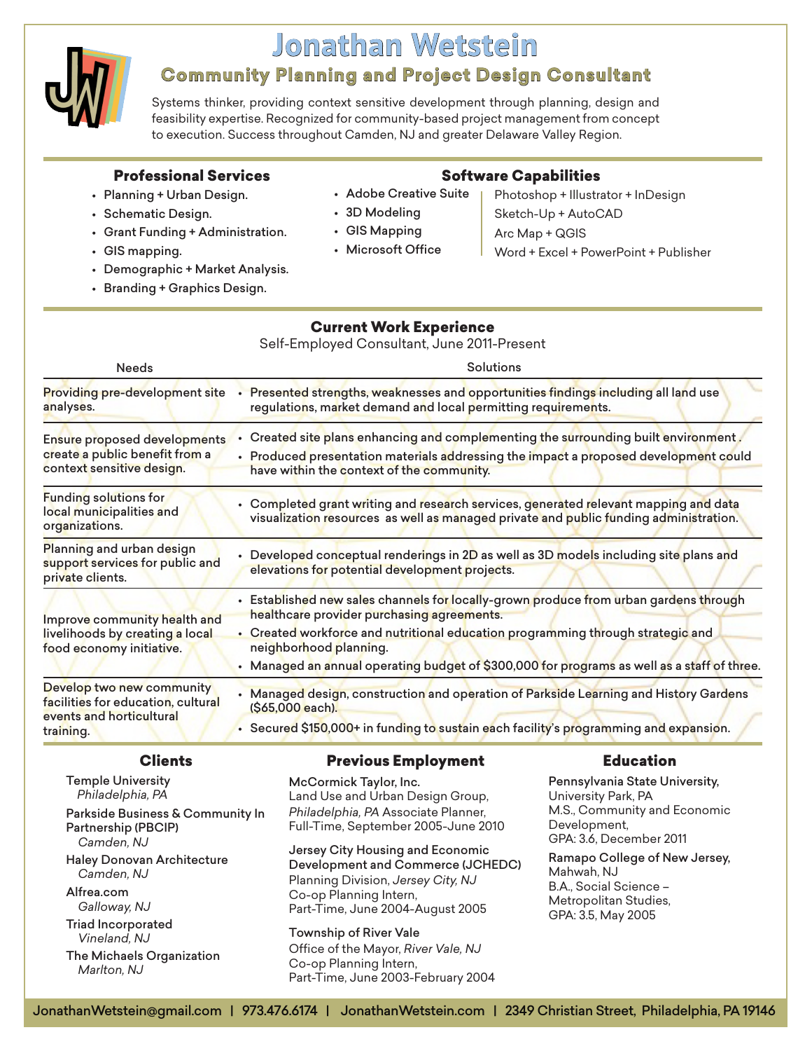# Jonathan Wetstein

## Community Planning and Project Design Consultant

Systems thinker, providing context sensitive development through planning, design and feasibility expertise. Recognized for community-based project management from concept to execution. Success throughout Camden, NJ and greater Delaware Valley Region.

### Professional Services

- Planning + Urban Design.
- Schematic Design.
- Grant Funding + Administration.
- GIS mapping.
- Demographic + Market Analysis.
- Branding + Graphics Design.

### Software Capabilities

| | |
|---|---|
| Adobe Creative Suite | Photoshop + Illustrator + InDesign |
| 3D Modeling | Sketch-Up + AutoCAD |
| GIS Mapping | Arc Map + QGIS |
| Microsoft Office | Word + Excel + PowerPoint + Publisher |

### Current Work Experience

Self-Employed Consultant, June 2011-Present

| Needs | Solutions |
|---|---|
| Providing pre-development site analyses. | • Presented strengths, weaknesses and opportunities findings including all land use regulations, market demand and local permitting requirements. |
| Ensure proposed developments create a public benefit from a context sensitive design. | • Created site plans enhancing and complementing the surrounding built environment. • Produced presentation materials addressing the impact a proposed development could have within the context of the community. |
| Funding solutions for local municipalities and organizations. | • Completed grant writing and research services, generated relevant mapping and data visualization resources as well as managed private and public funding administration. |
| Planning and urban design support services for public and private clients. | • Developed conceptual renderings in 2D as well as 3D models including site plans and elevations for potential development projects. |
| Improve community health and livelihoods by creating a local food economy initiative. | • Established new sales channels for locally-grown produce from urban gardens through healthcare provider purchasing agreements. • Created workforce and nutritional education programming through strategic and neighborhood planning. • Managed an annual operating budget of $300,000 for programs as well as a staff of three. |
| Develop two new community facilities for education, cultural events and horticultural training. | • Managed design, construction and operation of Parkside Learning and History Gardens ($65,000 each). • Secured $150,000+ in funding to sustain each facility's programming and expansion. |

### Clients

- Temple University
  *Philadelphia, PA*
- Parkside Business & Community In Partnership (PBCIP)
  *Camden, NJ*
- Haley Donovan Architecture
  *Camden, NJ*
- Alfrea.com
  *Galloway, NJ*
- Triad Incorporated
  *Vineland, NJ*
- The Michaels Organization
  *Marlton, NJ*

### Previous Employment

**McCormick Taylor, Inc.**
Land Use and Urban Design Group, *Philadelphia, PA* Associate Planner, Full-Time, September 2005-June 2010

**Jersey City Housing and Economic Development and Commerce (JCHEDC)**
Planning Division, *Jersey City, NJ*
Co-op Planning Intern,
Part-Time, June 2004-August 2005

**Township of River Vale**
Office of the Mayor, *River Vale, NJ*
Co-op Planning Intern,
Part-Time, June 2003-February 2004

### Education

**Pennsylvania State University,**
University Park, PA
M.S., Community and Economic Development,
GPA: 3.6, December 2011

**Ramapo College of New Jersey,**
Mahwah, NJ
B.A., Social Science – Metropolitan Studies,
GPA: 3.5, May 2005

JonathanWetstein@gmail.com | 973.476.6174 | JonathanWetstein.com | 2349 Christian Street, Philadelphia, PA 19146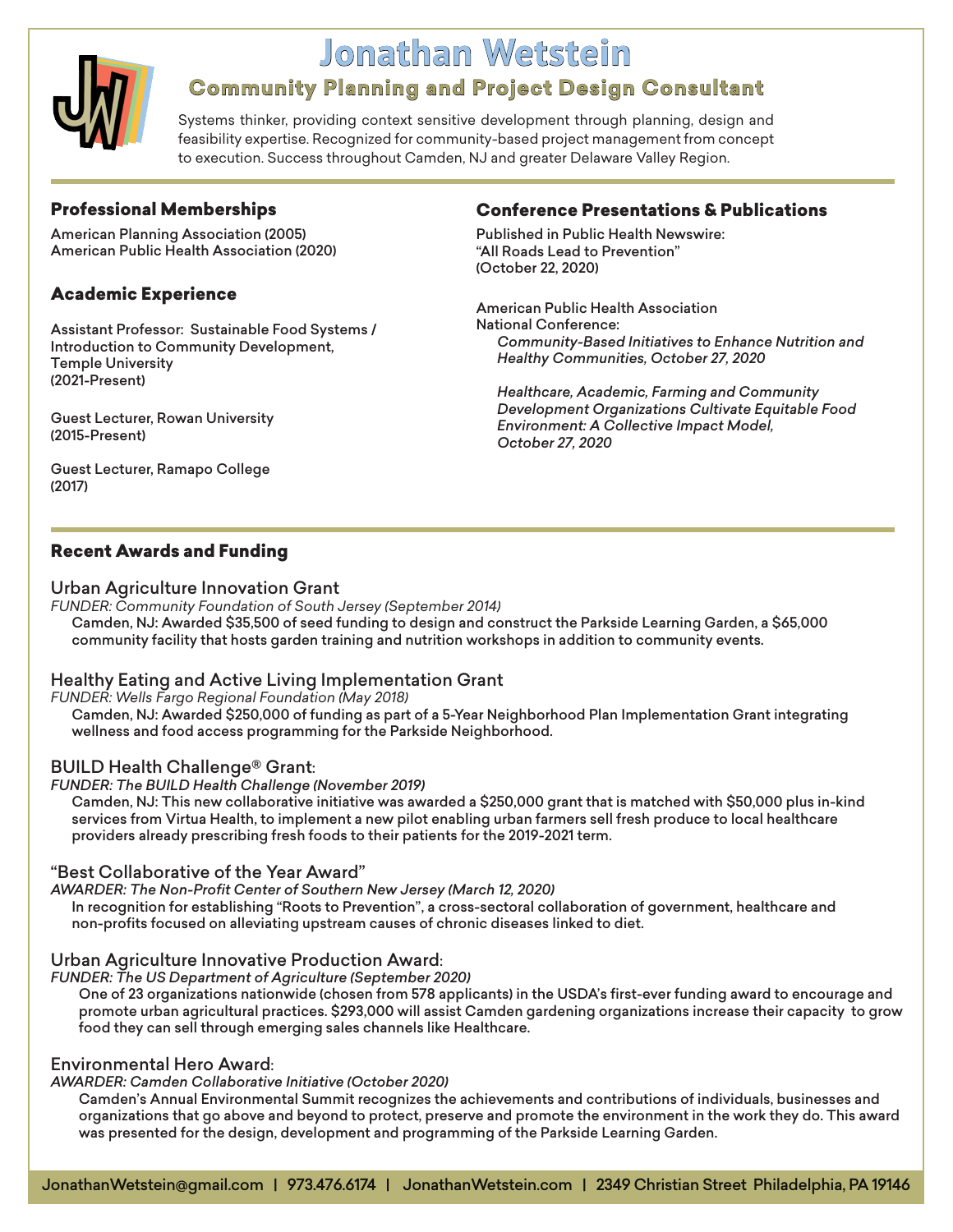# Jonathan Wetstein

## Community Planning and Project Design Consultant

Systems thinker, providing context sensitive development through planning, design and feasibility expertise. Recognized for community-based project management from concept to execution. Success throughout Camden, NJ and greater Delaware Valley Region.

## Professional Memberships

American Planning Association (2005)
American Public Health Association (2020)

## Academic Experience

Assistant Professor: Sustainable Food Systems / Introduction to Community Development, Temple University
(2021-Present)

Guest Lecturer, Rowan University
(2015-Present)

Guest Lecturer, Ramapo College
(2017)

## Conference Presentations & Publications

Published in Public Health Newswire:
"All Roads Lead to Prevention"
(October 22, 2020)

American Public Health Association
National Conference:

*Community-Based Initiatives to Enhance Nutrition and Healthy Communities, October 27, 2020*

*Healthcare, Academic, Farming and Community Development Organizations Cultivate Equitable Food Environment: A Collective Impact Model, October 27, 2020*

## Recent Awards and Funding

### Urban Agriculture Innovation Grant

*FUNDER: Community Foundation of South Jersey (September 2014)*

Camden, NJ: Awarded $35,500 of seed funding to design and construct the Parkside Learning Garden, a $65,000 community facility that hosts garden training and nutrition workshops in addition to community events.

### Healthy Eating and Active Living Implementation Grant

*FUNDER: Wells Fargo Regional Foundation (May 2018)*

Camden, NJ: Awarded $250,000 of funding as part of a 5-Year Neighborhood Plan Implementation Grant integrating wellness and food access programming for the Parkside Neighborhood.

### BUILD Health Challenge® Grant:

*FUNDER: The BUILD Health Challenge (November 2019)*

Camden, NJ: This new collaborative initiative was awarded a $250,000 grant that is matched with $50,000 plus in-kind services from Virtua Health, to implement a new pilot enabling urban farmers sell fresh produce to local healthcare providers already prescribing fresh foods to their patients for the 2019-2021 term.

### "Best Collaborative of the Year Award"

*AWARDER: The Non-Profit Center of Southern New Jersey (March 12, 2020)*

In recognition for establishing "Roots to Prevention", a cross-sectoral collaboration of government, healthcare and non-profits focused on alleviating upstream causes of chronic diseases linked to diet.

### Urban Agriculture Innovative Production Award:

*FUNDER: The US Department of Agriculture (September 2020)*

One of 23 organizations nationwide (chosen from 578 applicants) in the USDA's first-ever funding award to encourage and promote urban agricultural practices. $293,000 will assist Camden gardening organizations increase their capacity to grow food they can sell through emerging sales channels like Healthcare.

### Environmental Hero Award:

*AWARDER: Camden Collaborative Initiative (October 2020)*

Camden's Annual Environmental Summit recognizes the achievements and contributions of individuals, businesses and organizations that go above and beyond to protect, preserve and promote the environment in the work they do. This award was presented for the design, development and programming of the Parkside Learning Garden.

JonathanWetstein@gmail.com | 973.476.6174 | JonathanWetstein.com | 2349 Christian Street Philadelphia, PA 19146